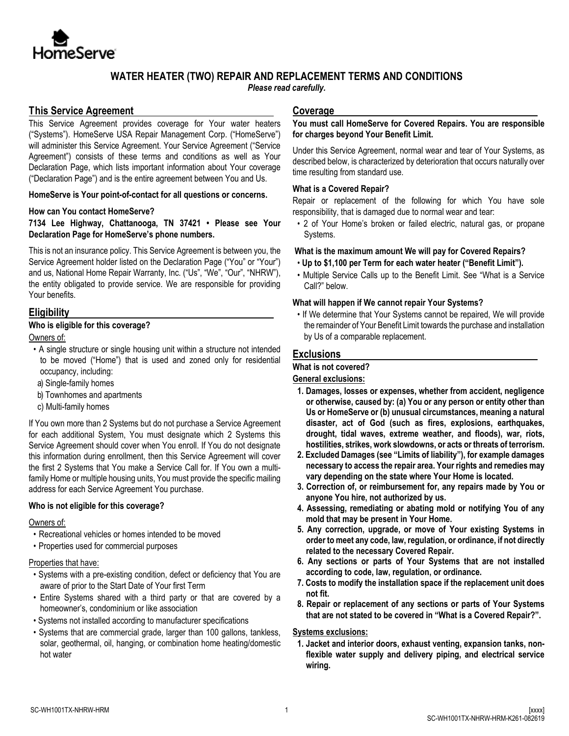HomeServe

# WATER HEATER (TWO) REPAIR AND REPLACEMENT TERMS AND CONDITIONS

***Please read carefully.***

## This Service Agreement

This Service Agreement provides coverage for Your water heaters ("Systems"). HomeServe USA Repair Management Corp. ("HomeServe") will administer this Service Agreement. Your Service Agreement ("Service Agreement") consists of these terms and conditions as well as Your Declaration Page, which lists important information about Your coverage ("Declaration Page") and is the entire agreement between You and Us.

**HomeServe is Your point-of-contact for all questions or concerns.**

**How can You contact HomeServe?**

**7134 Lee Highway, Chattanooga, TN 37421 • Please see Your Declaration Page for HomeServe's phone numbers.**

This is not an insurance policy. This Service Agreement is between you, the Service Agreement holder listed on the Declaration Page ("You" or "Your") and us, National Home Repair Warranty, Inc. ("Us", "We", "Our", "NHRW"), the entity obligated to provide service. We are responsible for providing Your benefits.

## Eligibility

**Who is eligible for this coverage?**

Owners of:

- A single structure or single housing unit within a structure not intended to be moved ("Home") that is used and zoned only for residential occupancy, including:
  a) Single-family homes
  b) Townhomes and apartments
  c) Multi-family homes

If You own more than 2 Systems but do not purchase a Service Agreement for each additional System, You must designate which 2 Systems this Service Agreement should cover when You enroll. If You do not designate this information during enrollment, then this Service Agreement will cover the first 2 Systems that You make a Service Call for. If You own a multi-family Home or multiple housing units, You must provide the specific mailing address for each Service Agreement You purchase.

**Who is not eligible for this coverage?**

Owners of:

- Recreational vehicles or homes intended to be moved
- Properties used for commercial purposes

Properties that have:

- Systems with a pre-existing condition, defect or deficiency that You are aware of prior to the Start Date of Your first Term
- Entire Systems shared with a third party or that are covered by a homeowner's, condominium or like association
- Systems not installed according to manufacturer specifications
- Systems that are commercial grade, larger than 100 gallons, tankless, solar, geothermal, oil, hanging, or combination home heating/domestic hot water

## Coverage

**You must call HomeServe for Covered Repairs. You are responsible for charges beyond Your Benefit Limit.**

Under this Service Agreement, normal wear and tear of Your Systems, as described below, is characterized by deterioration that occurs naturally over time resulting from standard use.

**What is a Covered Repair?**

Repair or replacement of the following for which You have sole responsibility, that is damaged due to normal wear and tear:

- 2 of Your Home's broken or failed electric, natural gas, or propane Systems.

**What is the maximum amount We will pay for Covered Repairs?**

- **Up to $1,100 per Term for each water heater ("Benefit Limit").**
- Multiple Service Calls up to the Benefit Limit. See "What is a Service Call?" below.

**What will happen if We cannot repair Your Systems?**

- If We determine that Your Systems cannot be repaired, We will provide the remainder of Your Benefit Limit towards the purchase and installation by Us of a comparable replacement.

## Exclusions

**What is not covered?**

**General exclusions:**

1. **Damages, losses or expenses, whether from accident, negligence or otherwise, caused by: (a) You or any person or entity other than Us or HomeServe or (b) unusual circumstances, meaning a natural disaster, act of God (such as fires, explosions, earthquakes, drought, tidal waves, extreme weather, and floods), war, riots, hostilities, strikes, work slowdowns, or acts or threats of terrorism.**
2. **Excluded Damages (see "Limits of liability"), for example damages necessary to access the repair area. Your rights and remedies may vary depending on the state where Your Home is located.**
3. **Correction of, or reimbursement for, any repairs made by You or anyone You hire, not authorized by us.**
4. **Assessing, remediating or abating mold or notifying You of any mold that may be present in Your Home.**
5. **Any correction, upgrade, or move of Your existing Systems in order to meet any code, law, regulation, or ordinance, if not directly related to the necessary Covered Repair.**
6. **Any sections or parts of Your Systems that are not installed according to code, law, regulation, or ordinance.**
7. **Costs to modify the installation space if the replacement unit does not fit.**
8. **Repair or replacement of any sections or parts of Your Systems that are not stated to be covered in "What is a Covered Repair?".**

**Systems exclusions:**

1. **Jacket and interior doors, exhaust venting, expansion tanks, non-flexible water supply and delivery piping, and electrical service wiring.**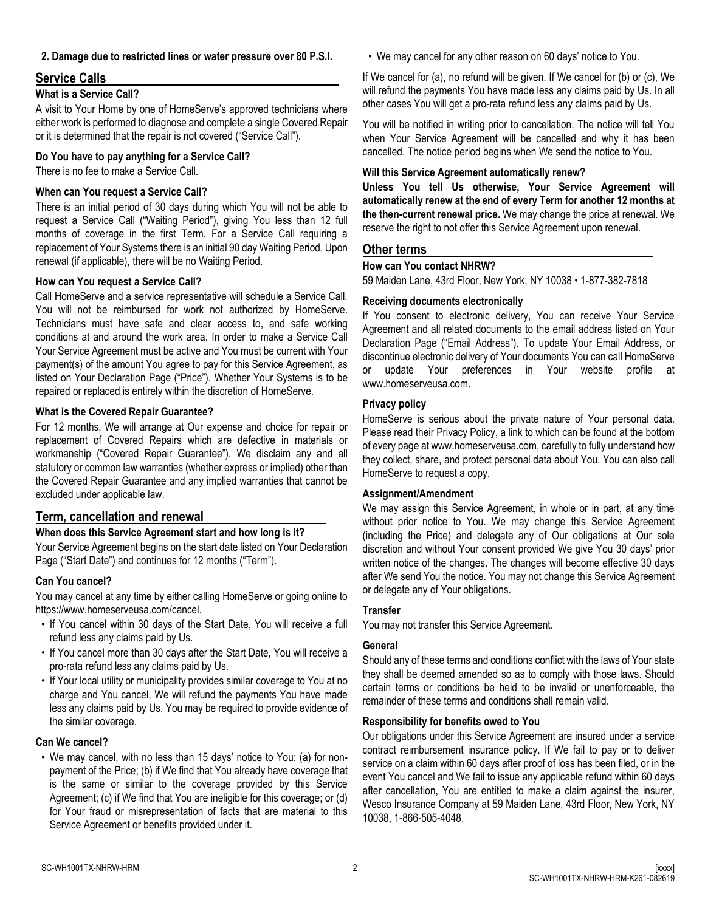**2. Damage due to restricted lines or water pressure over 80 P.S.I.**

## Service Calls

### What is a Service Call?

A visit to Your Home by one of HomeServe's approved technicians where either work is performed to diagnose and complete a single Covered Repair or it is determined that the repair is not covered ("Service Call").

### Do You have to pay anything for a Service Call?

There is no fee to make a Service Call.

### When can You request a Service Call?

There is an initial period of 30 days during which You will not be able to request a Service Call ("Waiting Period"), giving You less than 12 full months of coverage in the first Term. For a Service Call requiring a replacement of Your Systems there is an initial 90 day Waiting Period. Upon renewal (if applicable), there will be no Waiting Period.

### How can You request a Service Call?

Call HomeServe and a service representative will schedule a Service Call. You will not be reimbursed for work not authorized by HomeServe. Technicians must have safe and clear access to, and safe working conditions at and around the work area. In order to make a Service Call Your Service Agreement must be active and You must be current with Your payment(s) of the amount You agree to pay for this Service Agreement, as listed on Your Declaration Page ("Price"). Whether Your Systems is to be repaired or replaced is entirely within the discretion of HomeServe.

### What is the Covered Repair Guarantee?

For 12 months, We will arrange at Our expense and choice for repair or replacement of Covered Repairs which are defective in materials or workmanship ("Covered Repair Guarantee"). We disclaim any and all statutory or common law warranties (whether express or implied) other than the Covered Repair Guarantee and any implied warranties that cannot be excluded under applicable law.

## Term, cancellation and renewal

### When does this Service Agreement start and how long is it?

Your Service Agreement begins on the start date listed on Your Declaration Page ("Start Date") and continues for 12 months ("Term").

### Can You cancel?

You may cancel at any time by either calling HomeServe or going online to https://www.homeserveusa.com/cancel.

- If You cancel within 30 days of the Start Date, You will receive a full refund less any claims paid by Us.
- If You cancel more than 30 days after the Start Date, You will receive a pro-rata refund less any claims paid by Us.
- If Your local utility or municipality provides similar coverage to You at no charge and You cancel, We will refund the payments You have made less any claims paid by Us. You may be required to provide evidence of the similar coverage.

### Can We cancel?

- We may cancel, with no less than 15 days' notice to You: (a) for non-payment of the Price; (b) if We find that You already have coverage that is the same or similar to the coverage provided by this Service Agreement; (c) if We find that You are ineligible for this coverage; or (d) for Your fraud or misrepresentation of facts that are material to this Service Agreement or benefits provided under it.
- We may cancel for any other reason on 60 days' notice to You.

If We cancel for (a), no refund will be given. If We cancel for (b) or (c), We will refund the payments You have made less any claims paid by Us. In all other cases You will get a pro-rata refund less any claims paid by Us.

You will be notified in writing prior to cancellation. The notice will tell You when Your Service Agreement will be cancelled and why it has been cancelled. The notice period begins when We send the notice to You.

### Will this Service Agreement automatically renew?

**Unless You tell Us otherwise, Your Service Agreement will automatically renew at the end of every Term for another 12 months at the then-current renewal price.** We may change the price at renewal. We reserve the right to not offer this Service Agreement upon renewal.

## Other terms

### How can You contact NHRW?

59 Maiden Lane, 43rd Floor, New York, NY 10038 • 1-877-382-7818

### Receiving documents electronically

If You consent to electronic delivery, You can receive Your Service Agreement and all related documents to the email address listed on Your Declaration Page ("Email Address"). To update Your Email Address, or discontinue electronic delivery of Your documents You can call HomeServe or update Your preferences in Your website profile at www.homeserveusa.com.

### Privacy policy

HomeServe is serious about the private nature of Your personal data. Please read their Privacy Policy, a link to which can be found at the bottom of every page at www.homeserveusa.com, carefully to fully understand how they collect, share, and protect personal data about You. You can also call HomeServe to request a copy.

### Assignment/Amendment

We may assign this Service Agreement, in whole or in part, at any time without prior notice to You. We may change this Service Agreement (including the Price) and delegate any of Our obligations at Our sole discretion and without Your consent provided We give You 30 days' prior written notice of the changes. The changes will become effective 30 days after We send You the notice. You may not change this Service Agreement or delegate any of Your obligations.

### Transfer

You may not transfer this Service Agreement.

### General

Should any of these terms and conditions conflict with the laws of Your state they shall be deemed amended so as to comply with those laws. Should certain terms or conditions be held to be invalid or unenforceable, the remainder of these terms and conditions shall remain valid.

### Responsibility for benefits owed to You

Our obligations under this Service Agreement are insured under a service contract reimbursement insurance policy. If We fail to pay or to deliver service on a claim within 60 days after proof of loss has been filed, or in the event You cancel and We fail to issue any applicable refund within 60 days after cancellation, You are entitled to make a claim against the insurer, Wesco Insurance Company at 59 Maiden Lane, 43rd Floor, New York, NY 10038, 1-866-505-4048.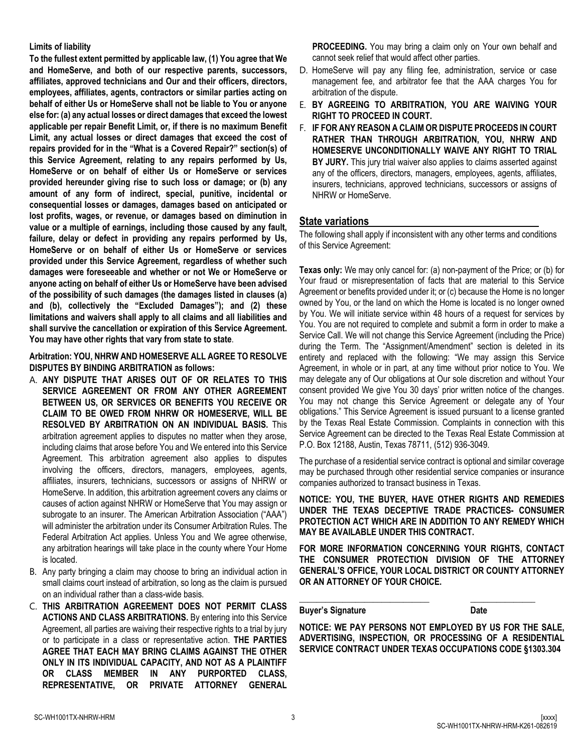**Limits of liability**

**To the fullest extent permitted by applicable law, (1) You agree that We and HomeServe, and both of our respective parents, successors, affiliates, approved technicians and Our and their officers, directors, employees, affiliates, agents, contractors or similar parties acting on behalf of either Us or HomeServe shall not be liable to You or anyone else for: (a) any actual losses or direct damages that exceed the lowest applicable per repair Benefit Limit, or, if there is no maximum Benefit Limit, any actual losses or direct damages that exceed the cost of repairs provided for in the "What is a Covered Repair?" section(s) of this Service Agreement, relating to any repairs performed by Us, HomeServe or on behalf of either Us or HomeServe or services provided hereunder giving rise to such loss or damage; or (b) any amount of any form of indirect, special, punitive, incidental or consequential losses or damages, damages based on anticipated or lost profits, wages, or revenue, or damages based on diminution in value or a multiple of earnings, including those caused by any fault, failure, delay or defect in providing any repairs performed by Us, HomeServe or on behalf of either Us or HomeServe or services provided under this Service Agreement, regardless of whether such damages were foreseeable and whether or not We or HomeServe or anyone acting on behalf of either Us or HomeServe have been advised of the possibility of such damages (the damages listed in clauses (a) and (b), collectively the "Excluded Damages"); and (2) these limitations and waivers shall apply to all claims and all liabilities and shall survive the cancellation or expiration of this Service Agreement. You may have other rights that vary from state to state**.

**Arbitration: YOU, NHRW AND HOMESERVE ALL AGREE TO RESOLVE DISPUTES BY BINDING ARBITRATION as follows:**

A. **ANY DISPUTE THAT ARISES OUT OF OR RELATES TO THIS SERVICE AGREEMENT OR FROM ANY OTHER AGREEMENT BETWEEN US, OR SERVICES OR BENEFITS YOU RECEIVE OR CLAIM TO BE OWED FROM NHRW OR HOMESERVE, WILL BE RESOLVED BY ARBITRATION ON AN INDIVIDUAL BASIS.** This arbitration agreement applies to disputes no matter when they arose, including claims that arose before You and We entered into this Service Agreement. This arbitration agreement also applies to disputes involving the officers, directors, managers, employees, agents, affiliates, insurers, technicians, successors or assigns of NHRW or HomeServe. In addition, this arbitration agreement covers any claims or causes of action against NHRW or HomeServe that You may assign or subrogate to an insurer. The American Arbitration Association ("AAA") will administer the arbitration under its Consumer Arbitration Rules. The Federal Arbitration Act applies. Unless You and We agree otherwise, any arbitration hearings will take place in the county where Your Home is located.

B. Any party bringing a claim may choose to bring an individual action in small claims court instead of arbitration, so long as the claim is pursued on an individual rather than a class-wide basis.

C. **THIS ARBITRATION AGREEMENT DOES NOT PERMIT CLASS ACTIONS AND CLASS ARBITRATIONS.** By entering into this Service Agreement, all parties are waiving their respective rights to a trial by jury or to participate in a class or representative action. **THE PARTIES AGREE THAT EACH MAY BRING CLAIMS AGAINST THE OTHER ONLY IN ITS INDIVIDUAL CAPACITY, AND NOT AS A PLAINTIFF OR CLASS MEMBER IN ANY PURPORTED CLASS, REPRESENTATIVE, OR PRIVATE ATTORNEY GENERAL PROCEEDING.** You may bring a claim only on Your own behalf and cannot seek relief that would affect other parties.

D. HomeServe will pay any filing fee, administration, service or case management fee, and arbitrator fee that the AAA charges You for arbitration of the dispute.

E. **BY AGREEING TO ARBITRATION, YOU ARE WAIVING YOUR RIGHT TO PROCEED IN COURT.**

F. **IF FOR ANY REASON A CLAIM OR DISPUTE PROCEEDS IN COURT RATHER THAN THROUGH ARBITRATION, YOU, NHRW AND HOMESERVE UNCONDITIONALLY WAIVE ANY RIGHT TO TRIAL BY JURY.** This jury trial waiver also applies to claims asserted against any of the officers, directors, managers, employees, agents, affiliates, insurers, technicians, approved technicians, successors or assigns of NHRW or HomeServe.

## State variations

The following shall apply if inconsistent with any other terms and conditions of this Service Agreement:

**Texas only:** We may only cancel for: (a) non-payment of the Price; or (b) for Your fraud or misrepresentation of facts that are material to this Service Agreement or benefits provided under it; or (c) because the Home is no longer owned by You, or the land on which the Home is located is no longer owned by You. We will initiate service within 48 hours of a request for services by You. You are not required to complete and submit a form in order to make a Service Call. We will not change this Service Agreement (including the Price) during the Term. The "Assignment/Amendment" section is deleted in its entirety and replaced with the following: "We may assign this Service Agreement, in whole or in part, at any time without prior notice to You. We may delegate any of Our obligations at Our sole discretion and without Your consent provided We give You 30 days' prior written notice of the changes. You may not change this Service Agreement or delegate any of Your obligations." This Service Agreement is issued pursuant to a license granted by the Texas Real Estate Commission. Complaints in connection with this Service Agreement can be directed to the Texas Real Estate Commission at P.O. Box 12188, Austin, Texas 78711, (512) 936-3049.

The purchase of a residential service contract is optional and similar coverage may be purchased through other residential service companies or insurance companies authorized to transact business in Texas.

**NOTICE: YOU, THE BUYER, HAVE OTHER RIGHTS AND REMEDIES UNDER THE TEXAS DECEPTIVE TRADE PRACTICES- CONSUMER PROTECTION ACT WHICH ARE IN ADDITION TO ANY REMEDY WHICH MAY BE AVAILABLE UNDER THIS CONTRACT.**

**FOR MORE INFORMATION CONCERNING YOUR RIGHTS, CONTACT THE CONSUMER PROTECTION DIVISION OF THE ATTORNEY GENERAL'S OFFICE, YOUR LOCAL DISTRICT OR COUNTY ATTORNEY OR AN ATTORNEY OF YOUR CHOICE.**

______________________________ ______________

**Buyer's Signature** **Date**

**NOTICE: WE PAY PERSONS NOT EMPLOYED BY US FOR THE SALE, ADVERTISING, INSPECTION, OR PROCESSING OF A RESIDENTIAL SERVICE CONTRACT UNDER TEXAS OCCUPATIONS CODE §1303.304**

SC-WH1001TX-NHRW-HRM

[xxxx]
SC-WH1001TX-NHRW-HRM-K261-082619